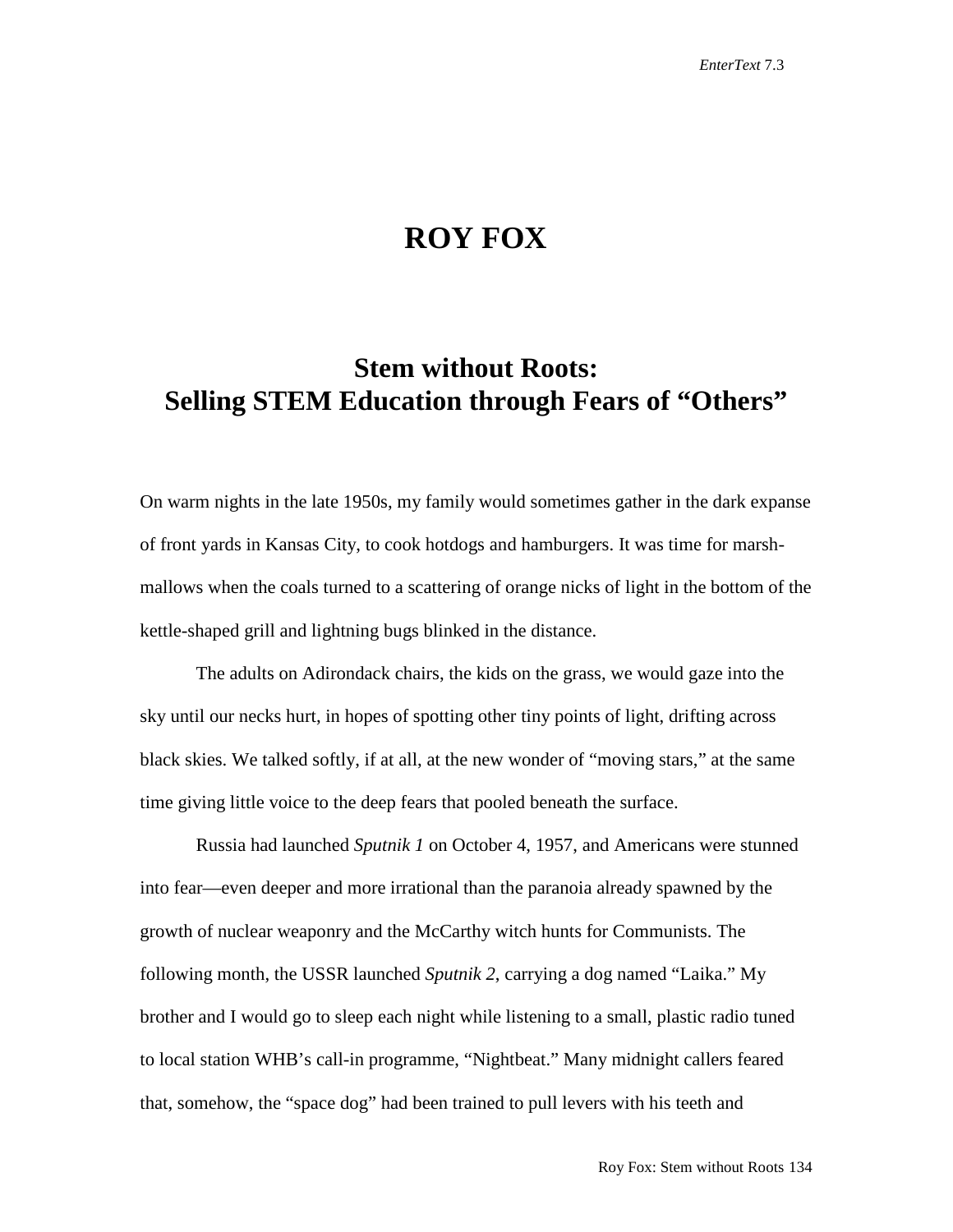# ROY FOX

## Stem without Roots: Selling STEM Education through Fears of "Others"

On warm nights in the late 1950s, my family would sometimes gather in the dark expanse of front yards in Kansas City, to cook hotdogs and hamburgers. It was time for marshmallows when the coals turned to a scattering of orange nicks of light in the bottom of the kettle-shaped grill and lightning bugs blinked in the distance.

The adults on Adirondack chairs, the kids on the grass, we would gaze into the sky until our necks hurt, in hopes of spotting other tiny points of light, drifting across black skies. We talked softly, if at all, at the new wonder of "moving stars," at the same time giving little voice to the deep fears that pooled beneath the surface.

Russia had launched *Sputnik 1* on October 4, 1957, and Americans were stunned into fear—even deeper and more irrational than the paranoia already spawned by the growth of nuclear weaponry and the McCarthy witch hunts for Communists. The following month, the USSR launched *Sputnik 2*, carrying a dog named "Laika." My brother and I would go to sleep each night while listening to a small, plastic radio tuned to local station WHB's call-in programme, "Nightbeat." Many midnight callers feared that, somehow, the "space dog" had been trained to pull levers with his teeth and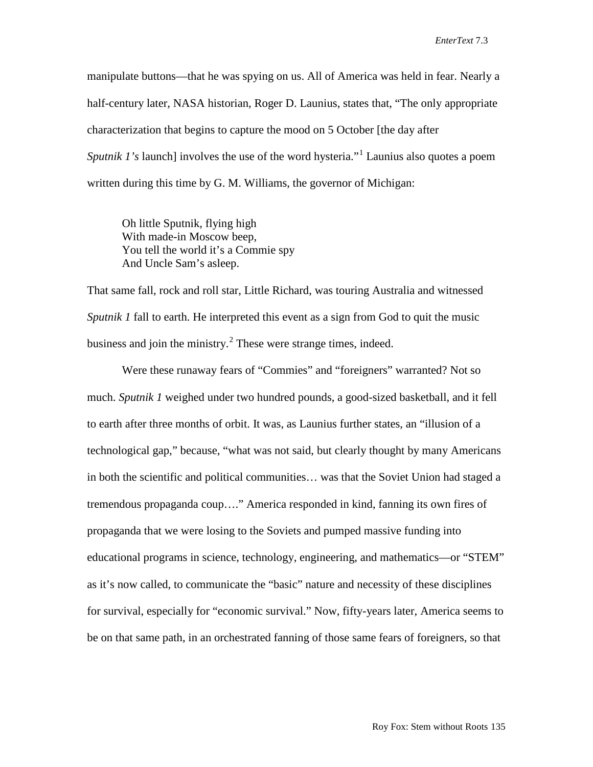manipulate buttons—that he was spying on us. All of America was held in fear. Nearly a half-century later, NASA historian, Roger D. Launius, states that, "The only appropriate characterization that begins to capture the mood on 5 October [the day after *Sputnik 1's* launch] involves the use of the word hysteria."[1] Launius also quotes a poem written during this time by G. M. Williams, the governor of Michigan:

> Oh little Sputnik, flying high
> With made-in Moscow beep,
> You tell the world it's a Commie spy
> And Uncle Sam's asleep.

That same fall, rock and roll star, Little Richard, was touring Australia and witnessed *Sputnik 1* fall to earth. He interpreted this event as a sign from God to quit the music business and join the ministry.[2] These were strange times, indeed.

Were these runaway fears of "Commies" and "foreigners" warranted? Not so much. *Sputnik 1* weighed under two hundred pounds, a good-sized basketball, and it fell to earth after three months of orbit. It was, as Launius further states, an "illusion of a technological gap," because, "what was not said, but clearly thought by many Americans in both the scientific and political communities… was that the Soviet Union had staged a tremendous propaganda coup…." America responded in kind, fanning its own fires of propaganda that we were losing to the Soviets and pumped massive funding into educational programs in science, technology, engineering, and mathematics—or "STEM" as it's now called, to communicate the "basic" nature and necessity of these disciplines for survival, especially for "economic survival." Now, fifty-years later, America seems to be on that same path, in an orchestrated fanning of those same fears of foreigners, so that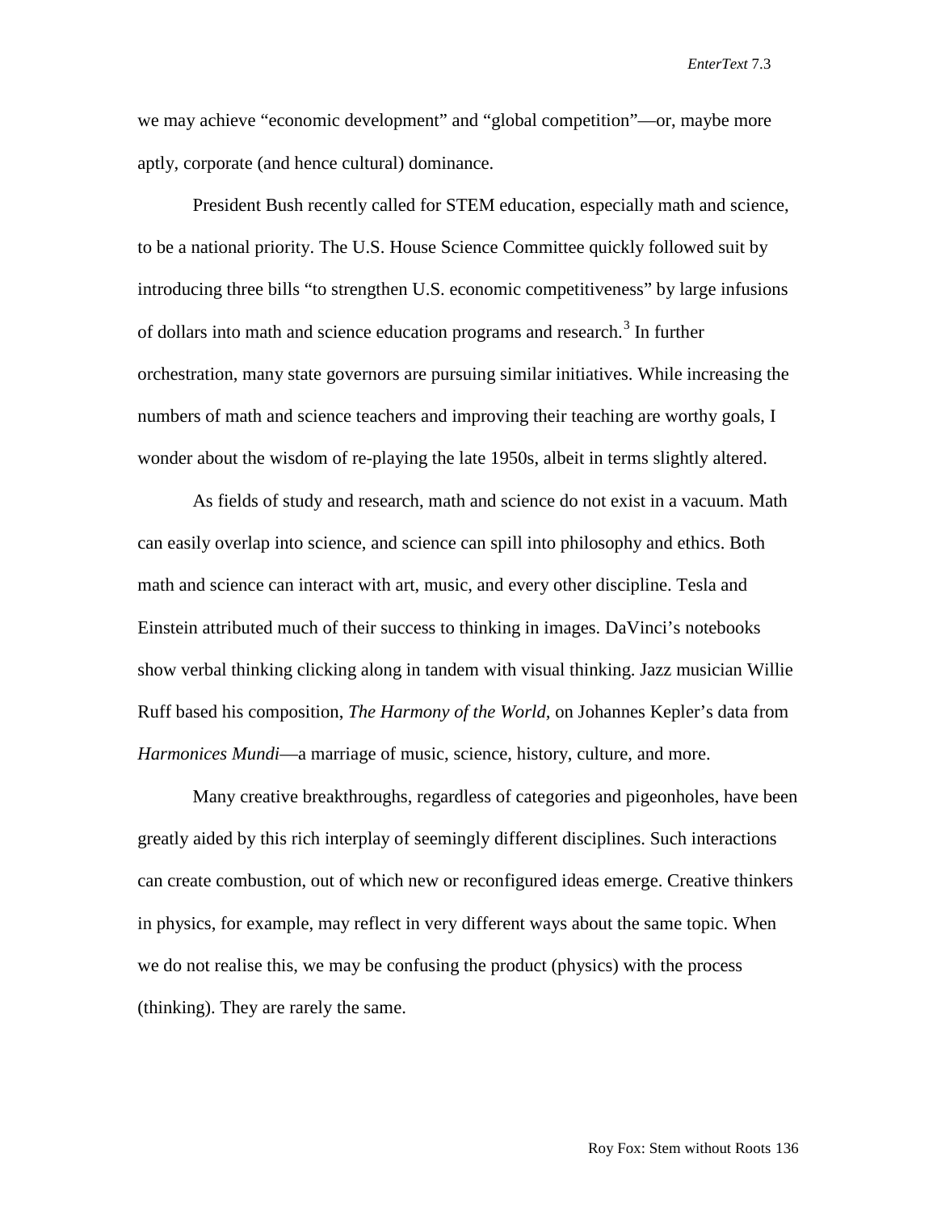we may achieve "economic development" and "global competition"—or, maybe more aptly, corporate (and hence cultural) dominance.

President Bush recently called for STEM education, especially math and science, to be a national priority. The U.S. House Science Committee quickly followed suit by introducing three bills "to strengthen U.S. economic competitiveness" by large infusions of dollars into math and science education programs and research.[3] In further orchestration, many state governors are pursuing similar initiatives. While increasing the numbers of math and science teachers and improving their teaching are worthy goals, I wonder about the wisdom of re-playing the late 1950s, albeit in terms slightly altered.

As fields of study and research, math and science do not exist in a vacuum. Math can easily overlap into science, and science can spill into philosophy and ethics. Both math and science can interact with art, music, and every other discipline. Tesla and Einstein attributed much of their success to thinking in images. DaVinci's notebooks show verbal thinking clicking along in tandem with visual thinking. Jazz musician Willie Ruff based his composition, *The Harmony of the World*, on Johannes Kepler's data from *Harmonices Mundi*—a marriage of music, science, history, culture, and more.

Many creative breakthroughs, regardless of categories and pigeonholes, have been greatly aided by this rich interplay of seemingly different disciplines. Such interactions can create combustion, out of which new or reconfigured ideas emerge. Creative thinkers in physics, for example, may reflect in very different ways about the same topic. When we do not realise this, we may be confusing the product (physics) with the process (thinking). They are rarely the same.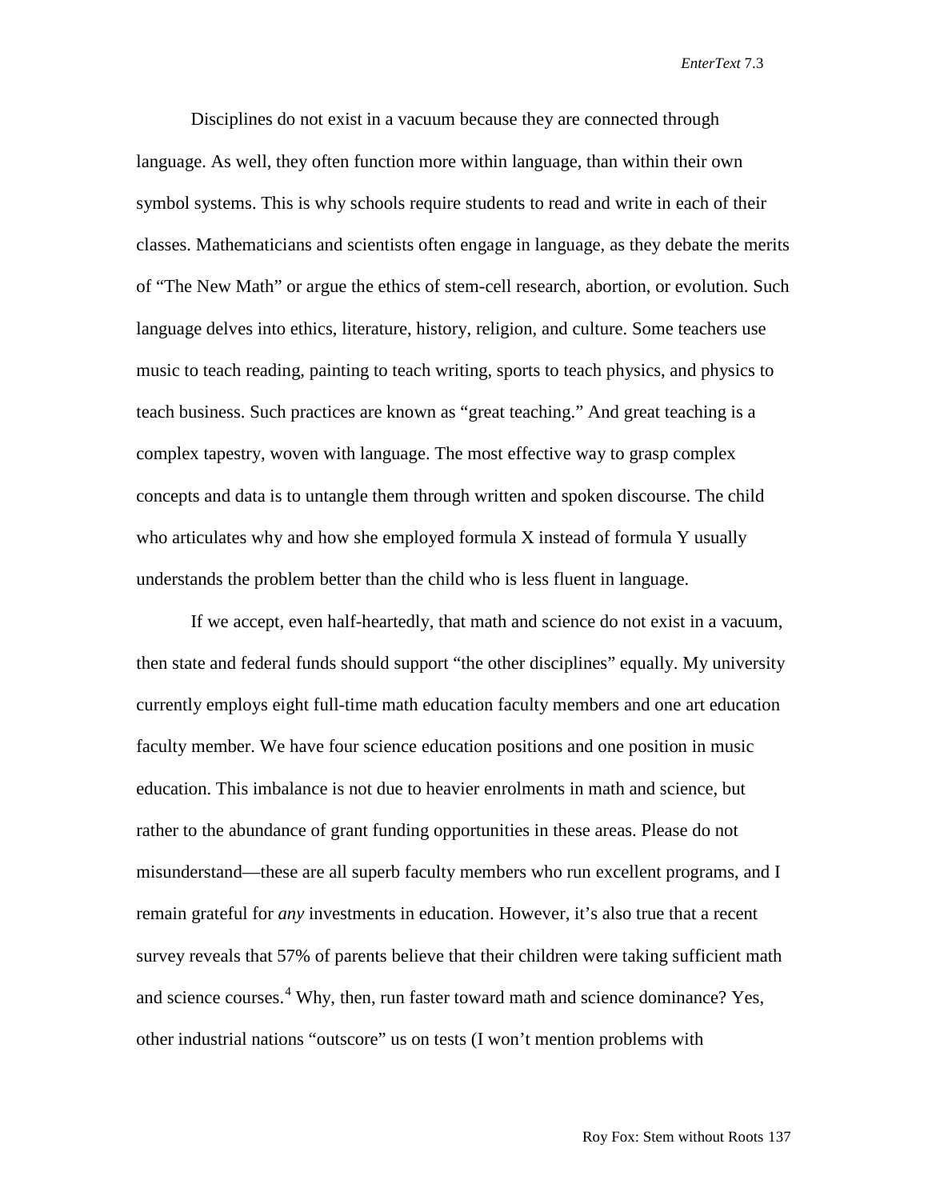Disciplines do not exist in a vacuum because they are connected through language. As well, they often function more within language, than within their own symbol systems. This is why schools require students to read and write in each of their classes. Mathematicians and scientists often engage in language, as they debate the merits of "The New Math" or argue the ethics of stem-cell research, abortion, or evolution. Such language delves into ethics, literature, history, religion, and culture. Some teachers use music to teach reading, painting to teach writing, sports to teach physics, and physics to teach business. Such practices are known as "great teaching." And great teaching is a complex tapestry, woven with language. The most effective way to grasp complex concepts and data is to untangle them through written and spoken discourse. The child who articulates why and how she employed formula X instead of formula Y usually understands the problem better than the child who is less fluent in language.

If we accept, even half-heartedly, that math and science do not exist in a vacuum, then state and federal funds should support "the other disciplines" equally. My university currently employs eight full-time math education faculty members and one art education faculty member. We have four science education positions and one position in music education. This imbalance is not due to heavier enrolments in math and science, but rather to the abundance of grant funding opportunities in these areas. Please do not misunderstand—these are all superb faculty members who run excellent programs, and I remain grateful for *any* investments in education. However, it's also true that a recent survey reveals that 57% of parents believe that their children were taking sufficient math and science courses.[4] Why, then, run faster toward math and science dominance? Yes, other industrial nations "outscore" us on tests (I won't mention problems with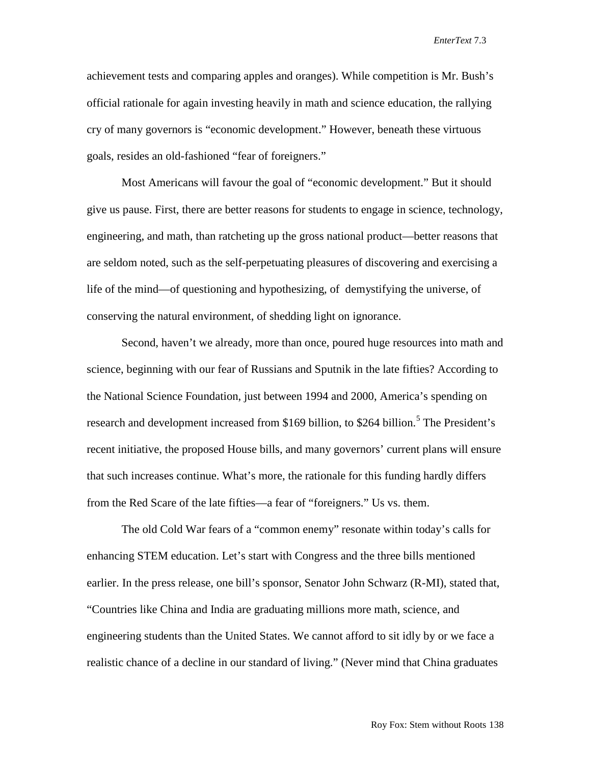achievement tests and comparing apples and oranges). While competition is Mr. Bush's official rationale for again investing heavily in math and science education, the rallying cry of many governors is "economic development." However, beneath these virtuous goals, resides an old-fashioned "fear of foreigners."

Most Americans will favour the goal of "economic development." But it should give us pause. First, there are better reasons for students to engage in science, technology, engineering, and math, than ratcheting up the gross national product—better reasons that are seldom noted, such as the self-perpetuating pleasures of discovering and exercising a life of the mind—of questioning and hypothesizing, of demystifying the universe, of conserving the natural environment, of shedding light on ignorance.

Second, haven't we already, more than once, poured huge resources into math and science, beginning with our fear of Russians and Sputnik in the late fifties? According to the National Science Foundation, just between 1994 and 2000, America's spending on research and development increased from $169 billion, to $264 billion.[5] The President's recent initiative, the proposed House bills, and many governors' current plans will ensure that such increases continue. What's more, the rationale for this funding hardly differs from the Red Scare of the late fifties—a fear of "foreigners." Us vs. them.

The old Cold War fears of a "common enemy" resonate within today's calls for enhancing STEM education. Let's start with Congress and the three bills mentioned earlier. In the press release, one bill's sponsor, Senator John Schwarz (R-MI), stated that, "Countries like China and India are graduating millions more math, science, and engineering students than the United States. We cannot afford to sit idly by or we face a realistic chance of a decline in our standard of living." (Never mind that China graduates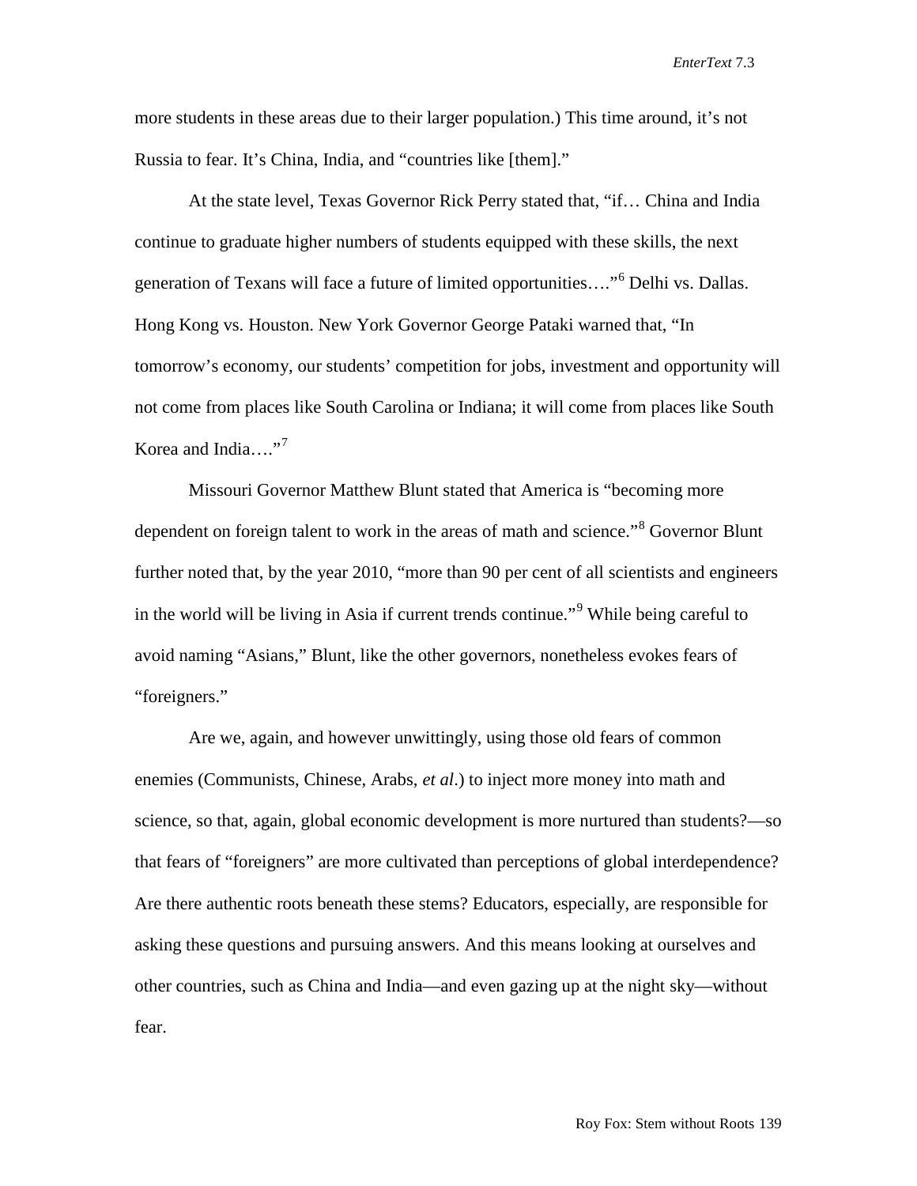more students in these areas due to their larger population.) This time around, it's not Russia to fear. It's China, India, and "countries like [them]."

At the state level, Texas Governor Rick Perry stated that, "if… China and India continue to graduate higher numbers of students equipped with these skills, the next generation of Texans will face a future of limited opportunities…."[6] Delhi vs. Dallas. Hong Kong vs. Houston. New York Governor George Pataki warned that, "In tomorrow's economy, our students' competition for jobs, investment and opportunity will not come from places like South Carolina or Indiana; it will come from places like South Korea and India…."[7]

Missouri Governor Matthew Blunt stated that America is "becoming more dependent on foreign talent to work in the areas of math and science."[8] Governor Blunt further noted that, by the year 2010, "more than 90 per cent of all scientists and engineers in the world will be living in Asia if current trends continue."[9] While being careful to avoid naming "Asians," Blunt, like the other governors, nonetheless evokes fears of "foreigners."

Are we, again, and however unwittingly, using those old fears of common enemies (Communists, Chinese, Arabs, *et al*.) to inject more money into math and science, so that, again, global economic development is more nurtured than students?—so that fears of "foreigners" are more cultivated than perceptions of global interdependence? Are there authentic roots beneath these stems? Educators, especially, are responsible for asking these questions and pursuing answers. And this means looking at ourselves and other countries, such as China and India—and even gazing up at the night sky—without fear.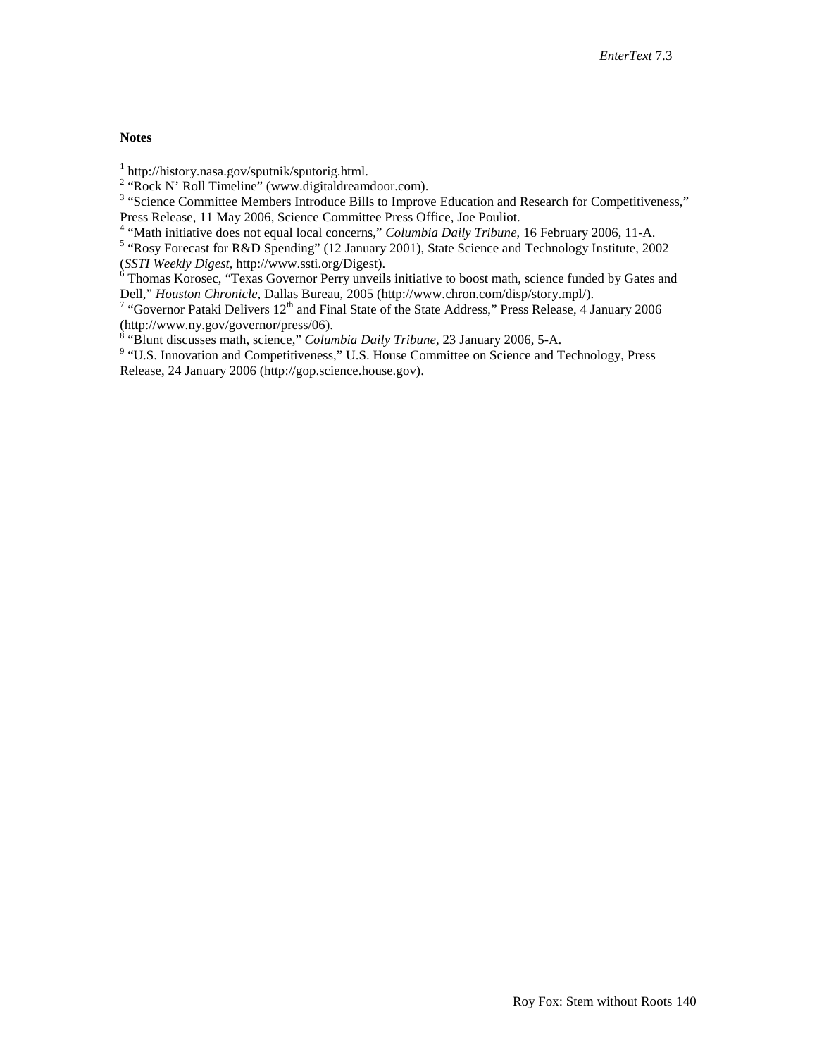**Notes**

[1] http://history.nasa.gov/sputnik/sputorig.html.

[2] "Rock N' Roll Timeline" (www.digitaldreamdoor.com).

[3] "Science Committee Members Introduce Bills to Improve Education and Research for Competitiveness," Press Release, 11 May 2006, Science Committee Press Office, Joe Pouliot.

[4] "Math initiative does not equal local concerns," *Columbia Daily Tribune*, 16 February 2006, 11-A.

[5] "Rosy Forecast for R&D Spending" (12 January 2001), State Science and Technology Institute, 2002 (*SSTI Weekly Digest*, http://www.ssti.org/Digest).

[6] Thomas Korosec, "Texas Governor Perry unveils initiative to boost math, science funded by Gates and Dell," *Houston Chronicle*, Dallas Bureau, 2005 (http://www.chron.com/disp/story.mpl/).

[7] "Governor Pataki Delivers 12th and Final State of the State Address," Press Release, 4 January 2006 (http://www.ny.gov/governor/press/06).

[8] "Blunt discusses math, science," *Columbia Daily Tribune*, 23 January 2006, 5-A.

[9] "U.S. Innovation and Competitiveness," U.S. House Committee on Science and Technology, Press Release, 24 January 2006 (http://gop.science.house.gov).